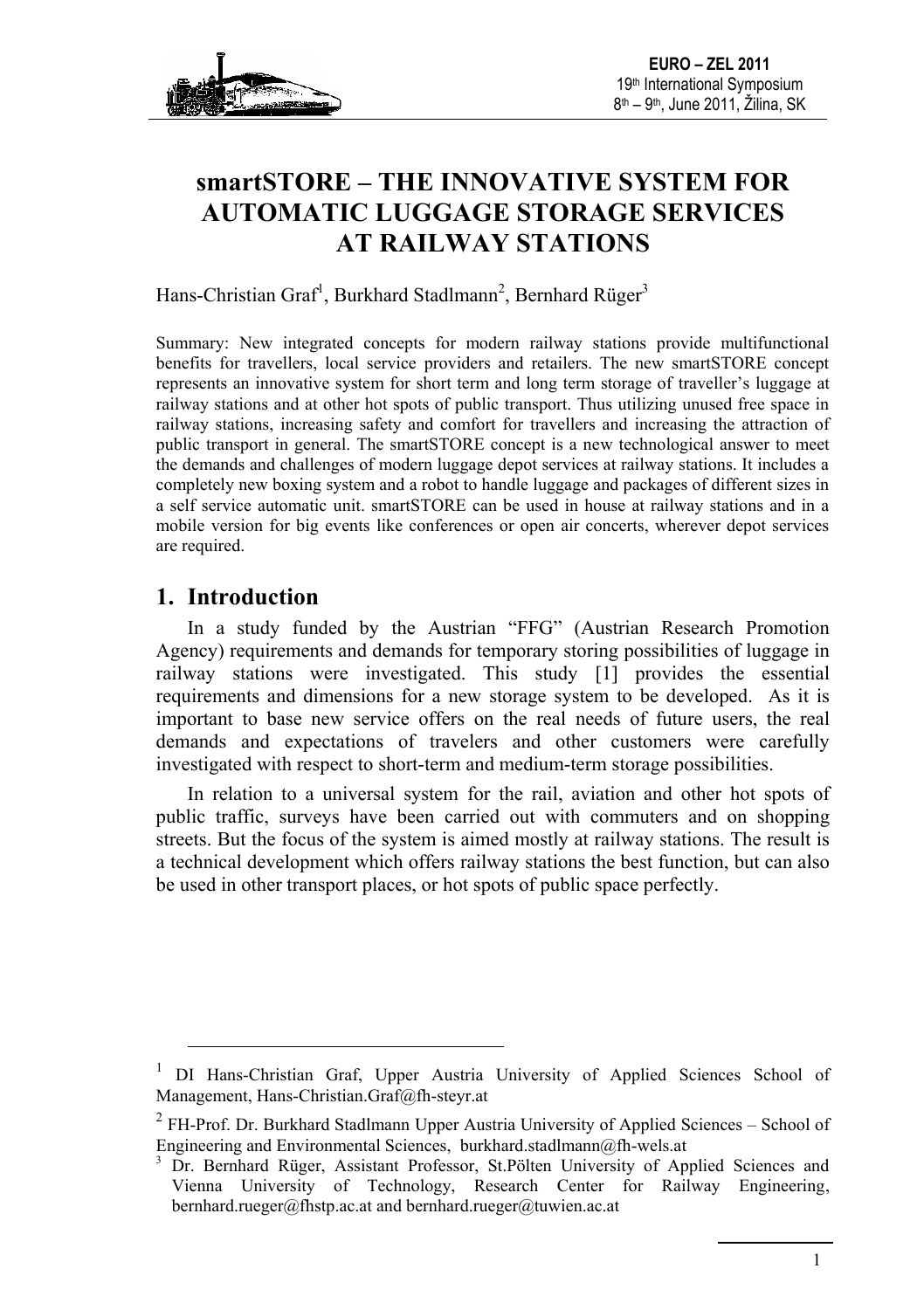# smartSTORE – THE INNOVATIVE SYSTEM FOR AUTOMATIC LUGGAGE STORAGE SERVICES AT RAILWAY STATIONS

Hans-Christian Graf[1], Burkhard Stadlmann[2], Bernhard Rüger[3]

Summary: New integrated concepts for modern railway stations provide multifunctional benefits for travellers, local service providers and retailers. The new smartSTORE concept represents an innovative system for short term and long term storage of traveller's luggage at railway stations and at other hot spots of public transport. Thus utilizing unused free space in railway stations, increasing safety and comfort for travellers and increasing the attraction of public transport in general. The smartSTORE concept is a new technological answer to meet the demands and challenges of modern luggage depot services at railway stations. It includes a completely new boxing system and a robot to handle luggage and packages of different sizes in a self service automatic unit. smartSTORE can be used in house at railway stations and in a mobile version for big events like conferences or open air concerts, wherever depot services are required.

## 1. Introduction

In a study funded by the Austrian "FFG" (Austrian Research Promotion Agency) requirements and demands for temporary storing possibilities of luggage in railway stations were investigated. This study [1] provides the essential requirements and dimensions for a new storage system to be developed. As it is important to base new service offers on the real needs of future users, the real demands and expectations of travelers and other customers were carefully investigated with respect to short-term and medium-term storage possibilities.

In relation to a universal system for the rail, aviation and other hot spots of public traffic, surveys have been carried out with commuters and on shopping streets. But the focus of the system is aimed mostly at railway stations. The result is a technical development which offers railway stations the best function, but can also be used in other transport places, or hot spots of public space perfectly.

---

[1] DI Hans-Christian Graf, Upper Austria University of Applied Sciences School of Management, Hans-Christian.Graf@fh-steyr.at

[2] FH-Prof. Dr. Burkhard Stadlmann Upper Austria University of Applied Sciences – School of Engineering and Environmental Sciences, burkhard.stadlmann@fh-wels.at

[3] Dr. Bernhard Rüger, Assistant Professor, St.Pölten University of Applied Sciences and Vienna University of Technology, Research Center for Railway Engineering, bernhard.rueger@fhstp.ac.at and bernhard.rueger@tuwien.ac.at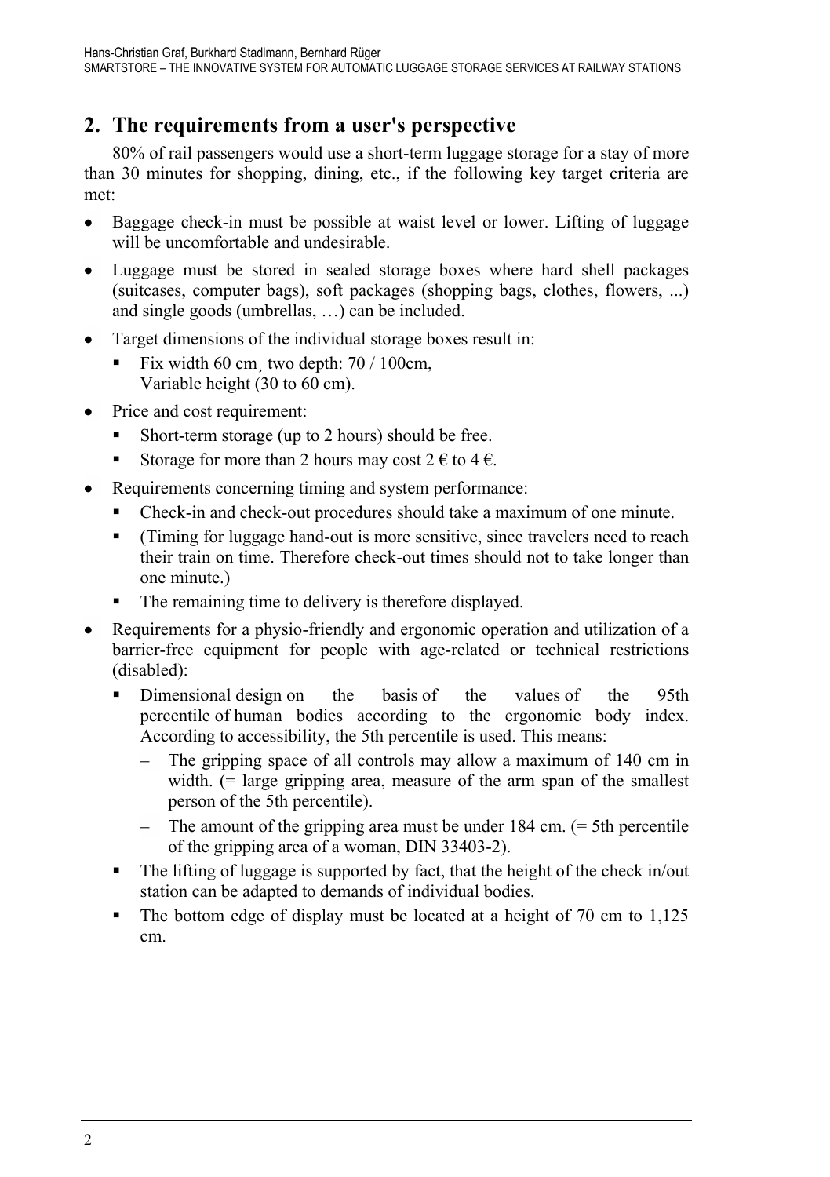## 2. The requirements from a user's perspective

80% of rail passengers would use a short-term luggage storage for a stay of more than 30 minutes for shopping, dining, etc., if the following key target criteria are met:

- Baggage check-in must be possible at waist level or lower. Lifting of luggage will be uncomfortable and undesirable.
- Luggage must be stored in sealed storage boxes where hard shell packages (suitcases, computer bags), soft packages (shopping bags, clothes, flowers, ...) and single goods (umbrellas, …) can be included.
- Target dimensions of the individual storage boxes result in:
  - Fix width 60 cm¸ two depth: 70 / 100cm, Variable height (30 to 60 cm).
- Price and cost requirement:
  - Short-term storage (up to 2 hours) should be free.
  - Storage for more than 2 hours may cost 2 € to 4 €.
- Requirements concerning timing and system performance:
  - Check-in and check-out procedures should take a maximum of one minute.
  - (Timing for luggage hand-out is more sensitive, since travelers need to reach their train on time. Therefore check-out times should not to take longer than one minute.)
  - The remaining time to delivery is therefore displayed.
- Requirements for a physio-friendly and ergonomic operation and utilization of a barrier-free equipment for people with age-related or technical restrictions (disabled):
  - Dimensional design on the basis of the values of the 95th percentile of human bodies according to the ergonomic body index. According to accessibility, the 5th percentile is used. This means:
    - The gripping space of all controls may allow a maximum of 140 cm in width. (= large gripping area, measure of the arm span of the smallest person of the 5th percentile).
    - The amount of the gripping area must be under 184 cm. (= 5th percentile of the gripping area of a woman, DIN 33403-2).
  - The lifting of luggage is supported by fact, that the height of the check in/out station can be adapted to demands of individual bodies.
  - The bottom edge of display must be located at a height of 70 cm to 1,125 cm.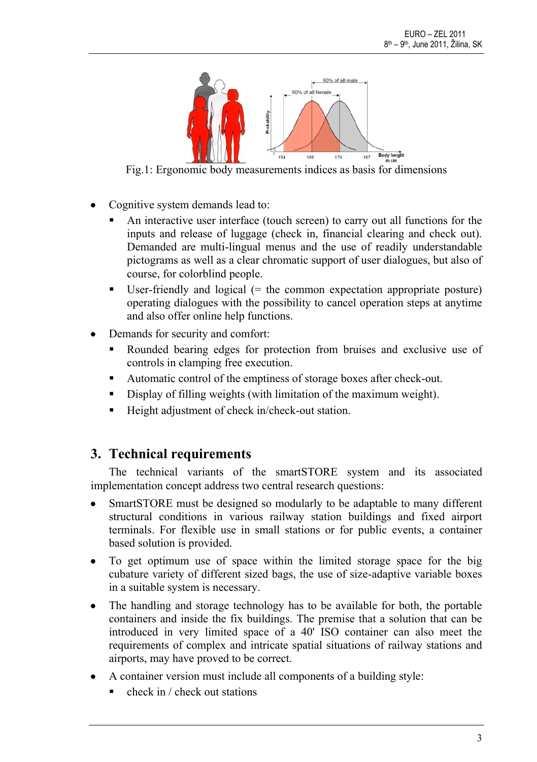Fig.1: Ergonomic body measurements indices as basis for dimensions

- Cognitive system demands lead to:
  - An interactive user interface (touch screen) to carry out all functions for the inputs and release of luggage (check in, financial clearing and check out). Demanded are multi-lingual menus and the use of readily understandable pictograms as well as a clear chromatic support of user dialogues, but also of course, for colorblind people.
  - User-friendly and logical (= the common expectation appropriate posture) operating dialogues with the possibility to cancel operation steps at anytime and also offer online help functions.
- Demands for security and comfort:
  - Rounded bearing edges for protection from bruises and exclusive use of controls in clamping free execution.
  - Automatic control of the emptiness of storage boxes after check-out.
  - Display of filling weights (with limitation of the maximum weight).
  - Height adjustment of check in/check-out station.

## 3. Technical requirements

The technical variants of the smartSTORE system and its associated implementation concept address two central research questions:

- SmartSTORE must be designed so modularly to be adaptable to many different structural conditions in various railway station buildings and fixed airport terminals. For flexible use in small stations or for public events, a container based solution is provided.
- To get optimum use of space within the limited storage space for the big cubature variety of different sized bags, the use of size-adaptive variable boxes in a suitable system is necessary.
- The handling and storage technology has to be available for both, the portable containers and inside the fix buildings. The premise that a solution that can be introduced in very limited space of a 40' ISO container can also meet the requirements of complex and intricate spatial situations of railway stations and airports, may have proved to be correct.
- A container version must include all components of a building style:
  - check in / check out stations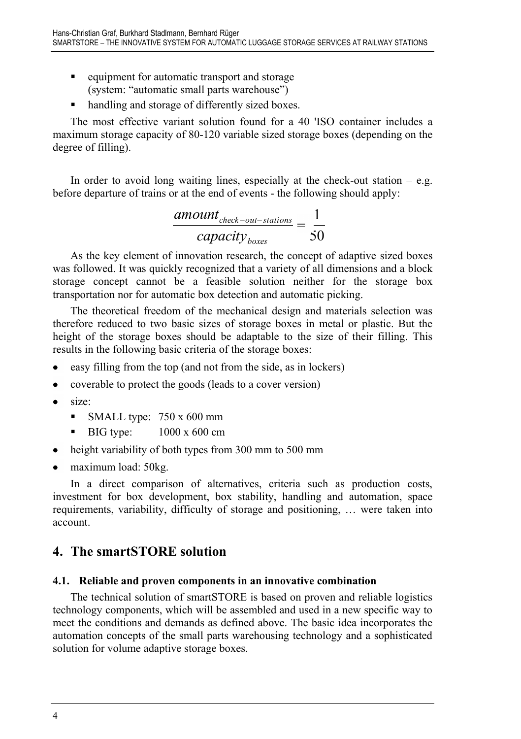- equipment for automatic transport and storage (system: "automatic small parts warehouse")
- handling and storage of differently sized boxes.

The most effective variant solution found for a 40 'ISO container includes a maximum storage capacity of 80-120 variable sized storage boxes (depending on the degree of filling).

In order to avoid long waiting lines, especially at the check-out station – e.g. before departure of trains or at the end of events - the following should apply:

$$\frac{amount_{check-out-stations}}{capacity_{boxes}} = \frac{1}{50}$$

As the key element of innovation research, the concept of adaptive sized boxes was followed. It was quickly recognized that a variety of all dimensions and a block storage concept cannot be a feasible solution neither for the storage box transportation nor for automatic box detection and automatic picking.

The theoretical freedom of the mechanical design and materials selection was therefore reduced to two basic sizes of storage boxes in metal or plastic. But the height of the storage boxes should be adaptable to the size of their filling. This results in the following basic criteria of the storage boxes:

- easy filling from the top (and not from the side, as in lockers)
- coverable to protect the goods (leads to a cover version)
- size:
  - SMALL type: 750 x 600 mm
  - BIG type: 1000 x 600 cm
- height variability of both types from 300 mm to 500 mm
- maximum load: 50kg.

In a direct comparison of alternatives, criteria such as production costs, investment for box development, box stability, handling and automation, space requirements, variability, difficulty of storage and positioning, … were taken into account.

# 4. The smartSTORE solution

### 4.1. Reliable and proven components in an innovative combination

The technical solution of smartSTORE is based on proven and reliable logistics technology components, which will be assembled and used in a new specific way to meet the conditions and demands as defined above. The basic idea incorporates the automation concepts of the small parts warehousing technology and a sophisticated solution for volume adaptive storage boxes.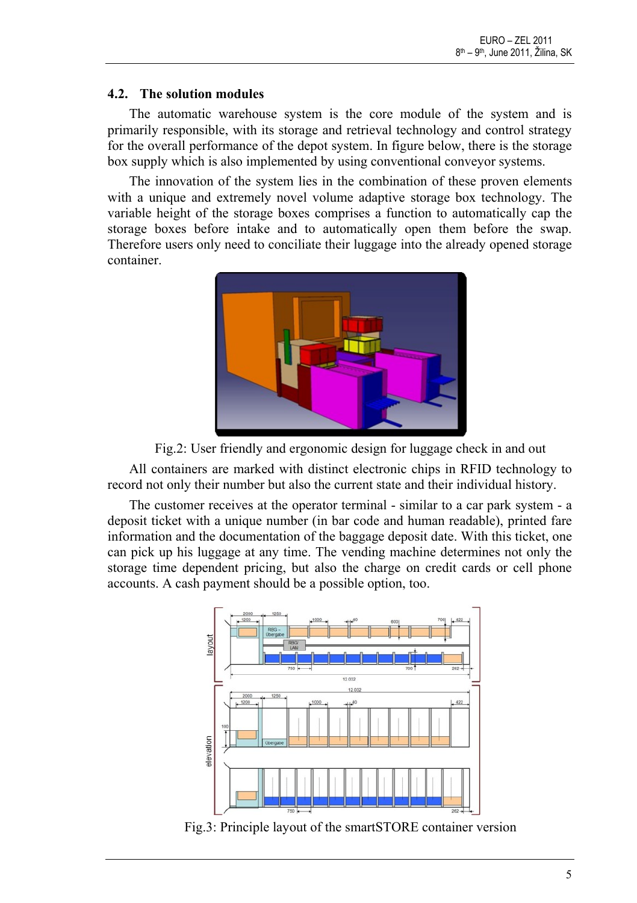### 4.2. The solution modules

The automatic warehouse system is the core module of the system and is primarily responsible, with its storage and retrieval technology and control strategy for the overall performance of the depot system. In figure below, there is the storage box supply which is also implemented by using conventional conveyor systems.

The innovation of the system lies in the combination of these proven elements with a unique and extremely novel volume adaptive storage box technology. The variable height of the storage boxes comprises a function to automatically cap the storage boxes before intake and to automatically open them before the swap. Therefore users only need to conciliate their luggage into the already opened storage container.

Fig.2: User friendly and ergonomic design for luggage check in and out

All containers are marked with distinct electronic chips in RFID technology to record not only their number but also the current state and their individual history.

The customer receives at the operator terminal - similar to a car park system - a deposit ticket with a unique number (in bar code and human readable), printed fare information and the documentation of the baggage deposit date. With this ticket, one can pick up his luggage at any time. The vending machine determines not only the storage time dependent pricing, but also the charge on credit cards or cell phone accounts. A cash payment should be a possible option, too.

Fig.3: Principle layout of the smartSTORE container version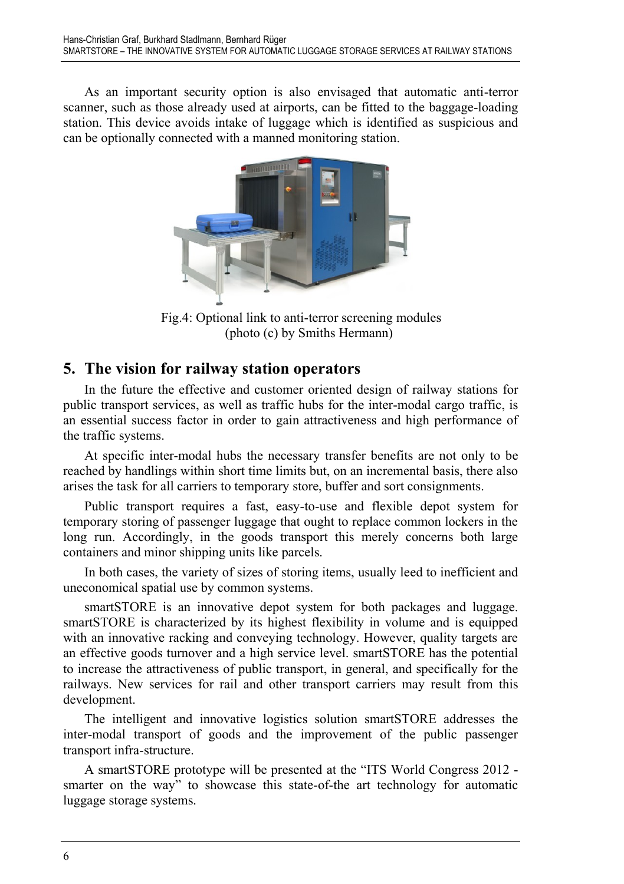As an important security option is also envisaged that automatic anti-terror scanner, such as those already used at airports, can be fitted to the baggage-loading station. This device avoids intake of luggage which is identified as suspicious and can be optionally connected with a manned monitoring station.

Fig.4: Optional link to anti-terror screening modules (photo (c) by Smiths Hermann)

## 5. The vision for railway station operators

In the future the effective and customer oriented design of railway stations for public transport services, as well as traffic hubs for the inter-modal cargo traffic, is an essential success factor in order to gain attractiveness and high performance of the traffic systems.

At specific inter-modal hubs the necessary transfer benefits are not only to be reached by handlings within short time limits but, on an incremental basis, there also arises the task for all carriers to temporary store, buffer and sort consignments.

Public transport requires a fast, easy-to-use and flexible depot system for temporary storing of passenger luggage that ought to replace common lockers in the long run. Accordingly, in the goods transport this merely concerns both large containers and minor shipping units like parcels.

In both cases, the variety of sizes of storing items, usually leed to inefficient and uneconomical spatial use by common systems.

smartSTORE is an innovative depot system for both packages and luggage. smartSTORE is characterized by its highest flexibility in volume and is equipped with an innovative racking and conveying technology. However, quality targets are an effective goods turnover and a high service level. smartSTORE has the potential to increase the attractiveness of public transport, in general, and specifically for the railways. New services for rail and other transport carriers may result from this development.

The intelligent and innovative logistics solution smartSTORE addresses the inter-modal transport of goods and the improvement of the public passenger transport infra-structure.

A smartSTORE prototype will be presented at the "ITS World Congress 2012 - smarter on the way" to showcase this state-of-the art technology for automatic luggage storage systems.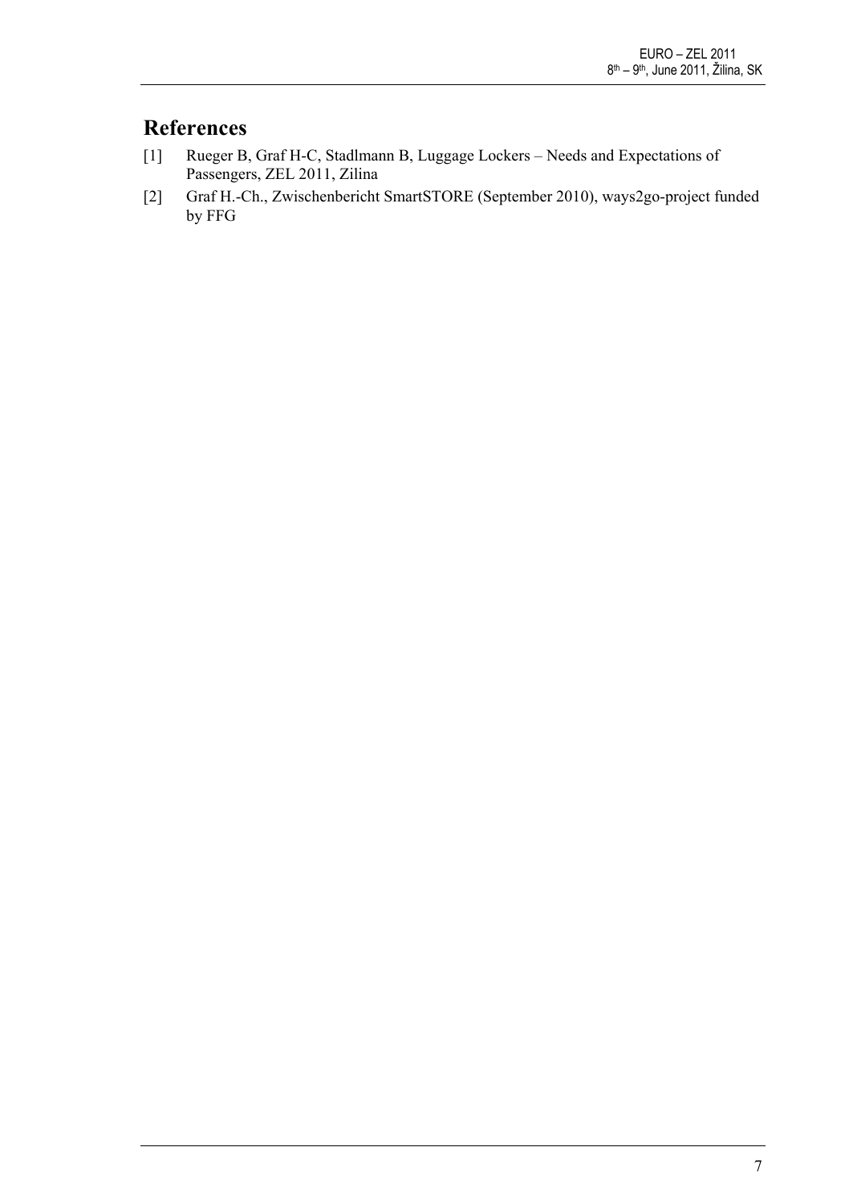## References

[1] Rueger B, Graf H-C, Stadlmann B, Luggage Lockers – Needs and Expectations of Passengers, ZEL 2011, Zilina

[2] Graf H.-Ch., Zwischenbericht SmartSTORE (September 2010), ways2go-project funded by FFG